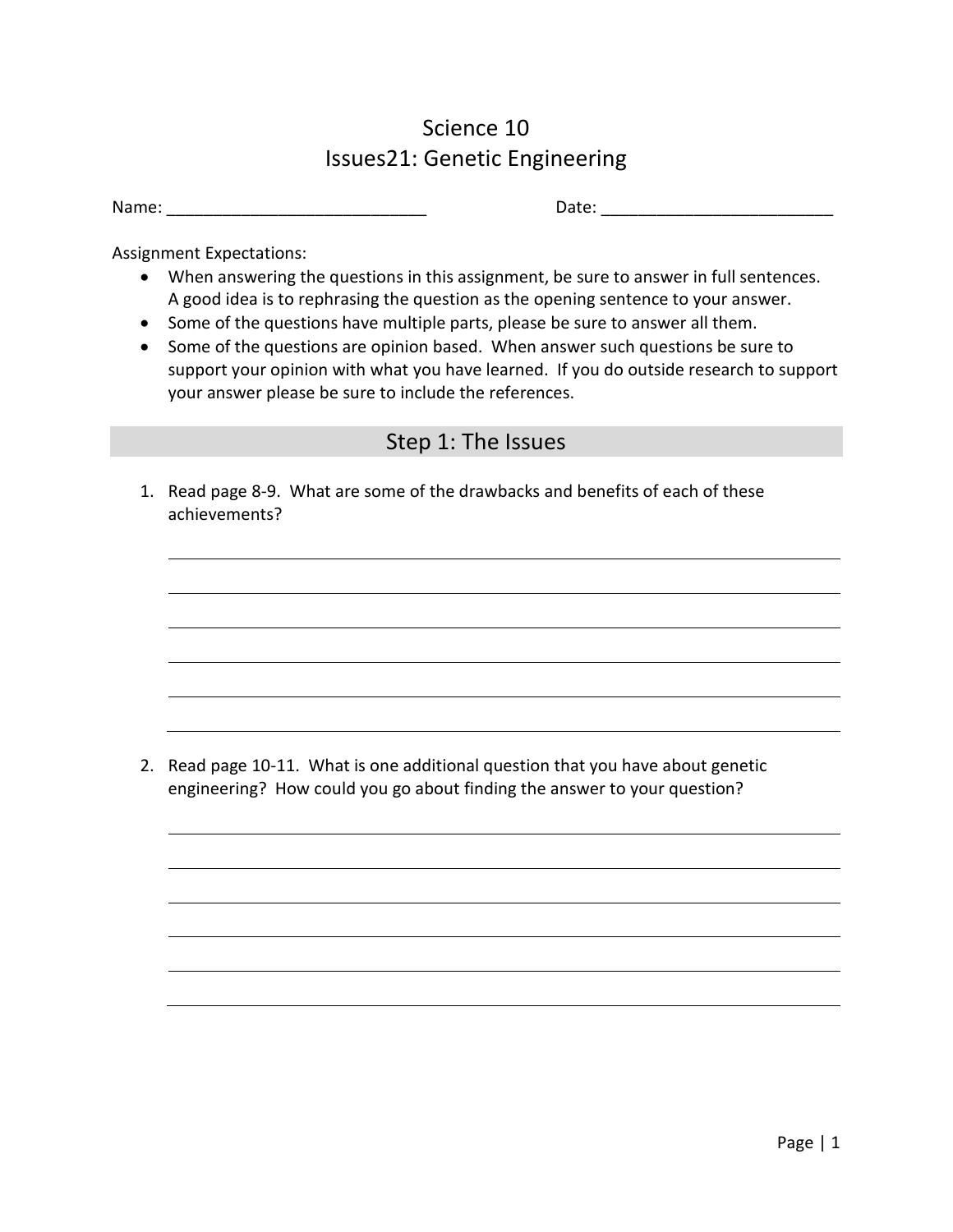# Science 10
# Issues21: Genetic Engineering

Name: ____________________________ Date: _________________________

Assignment Expectations:

- When answering the questions in this assignment, be sure to answer in full sentences. A good idea is to rephrasing the question as the opening sentence to your answer.
- Some of the questions have multiple parts, please be sure to answer all them.
- Some of the questions are opinion based. When answer such questions be sure to support your opinion with what you have learned. If you do outside research to support your answer please be sure to include the references.

## Step 1: The Issues

1. Read page 8-9. What are some of the drawbacks and benefits of each of these achievements?

______________________________________________________________________

______________________________________________________________________

______________________________________________________________________

______________________________________________________________________

______________________________________________________________________

______________________________________________________________________

2. Read page 10-11. What is one additional question that you have about genetic engineering? How could you go about finding the answer to your question?

______________________________________________________________________

______________________________________________________________________

______________________________________________________________________

______________________________________________________________________

______________________________________________________________________

______________________________________________________________________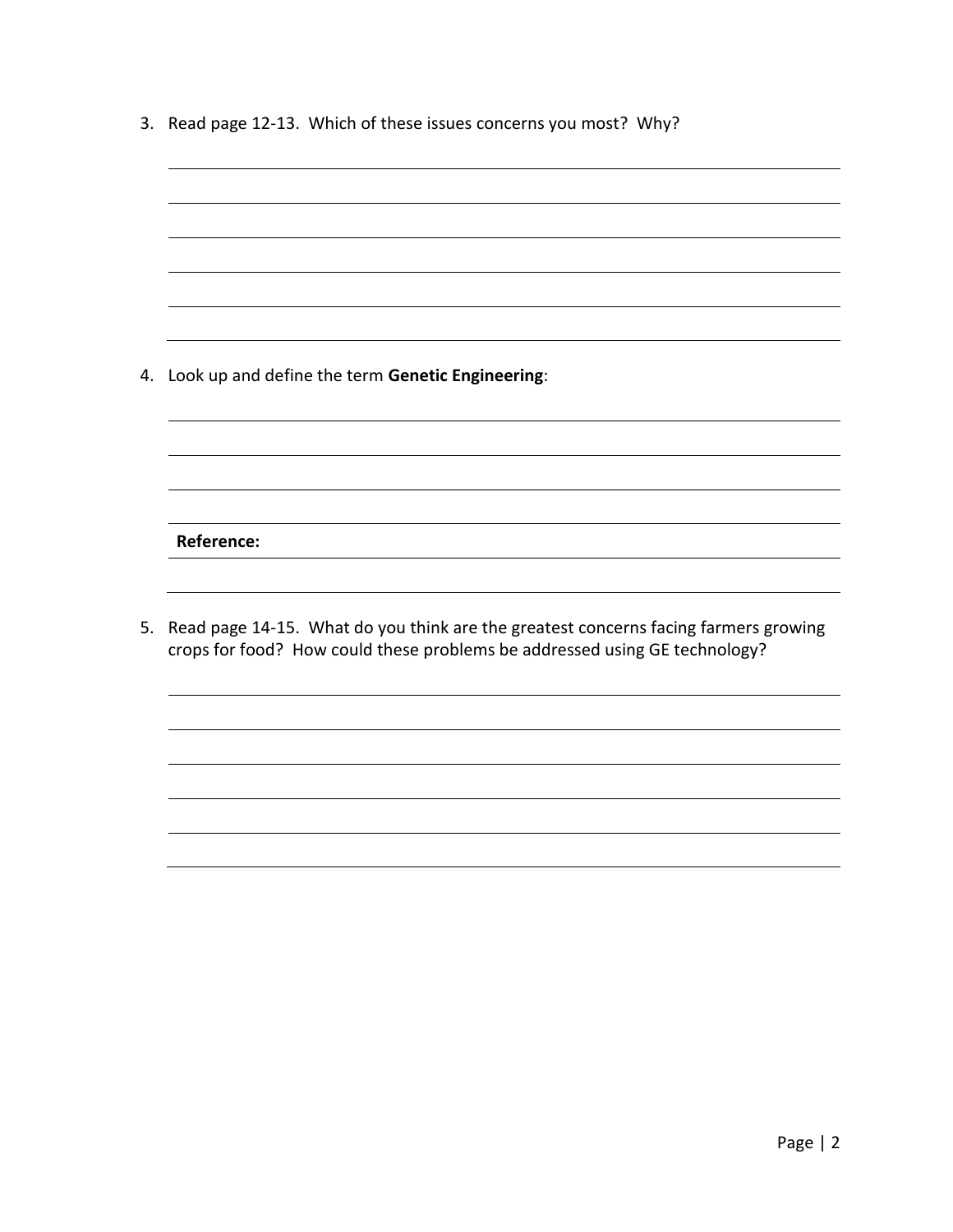3. Read page 12-13. Which of these issues concerns you most? Why?

4. Look up and define the term **Genetic Engineering**:

   **Reference:**

5. Read page 14-15. What do you think are the greatest concerns facing farmers growing crops for food? How could these problems be addressed using GE technology?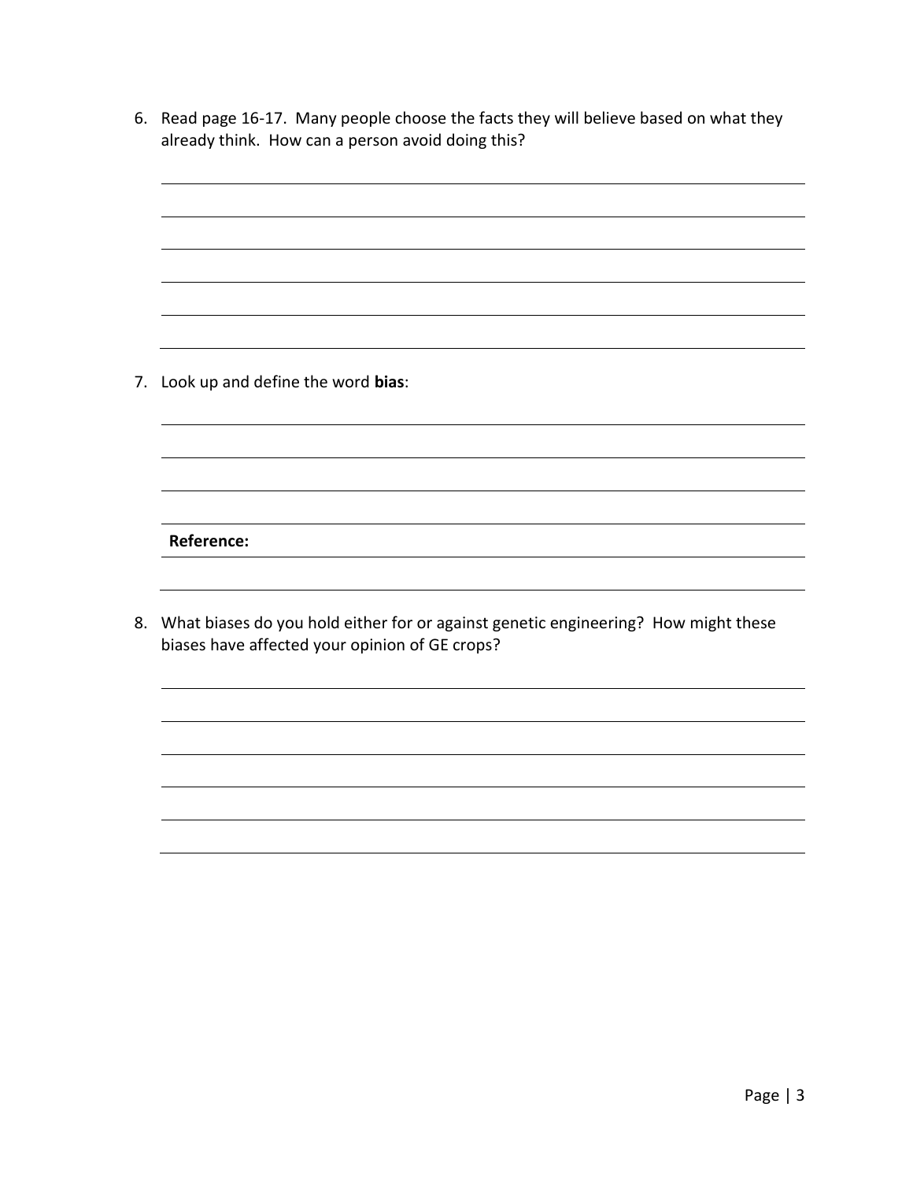6. Read page 16-17. Many people choose the facts they will believe based on what they already think. How can a person avoid doing this?

7. Look up and define the word **bias**:

   **Reference:**

8. What biases do you hold either for or against genetic engineering? How might these biases have affected your opinion of GE crops?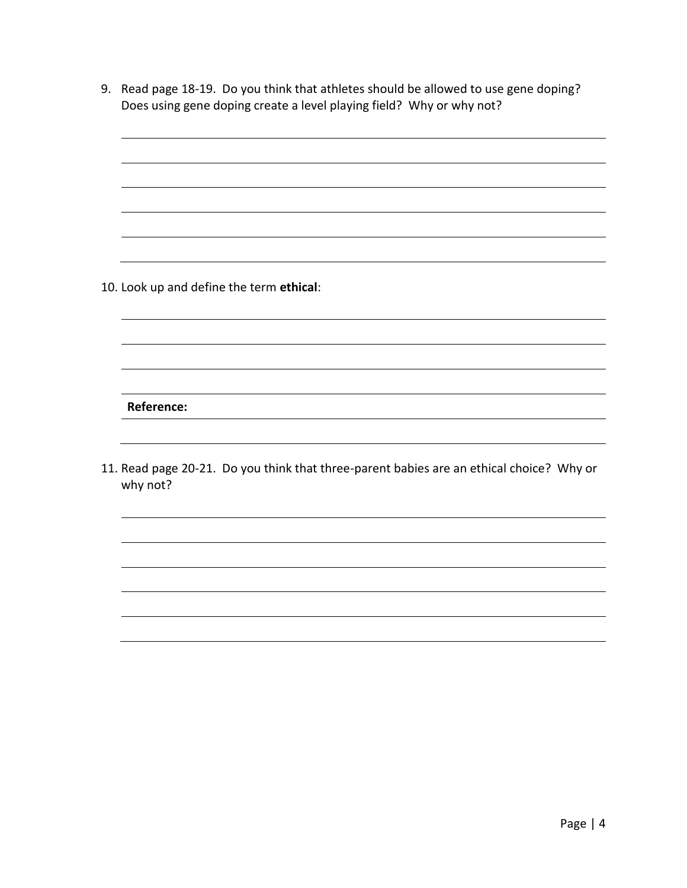9. Read page 18-19. Do you think that athletes should be allowed to use gene doping? Does using gene doping create a level playing field? Why or why not?

10. Look up and define the term **ethical**:

**Reference:**

11. Read page 20-21. Do you think that three-parent babies are an ethical choice? Why or why not?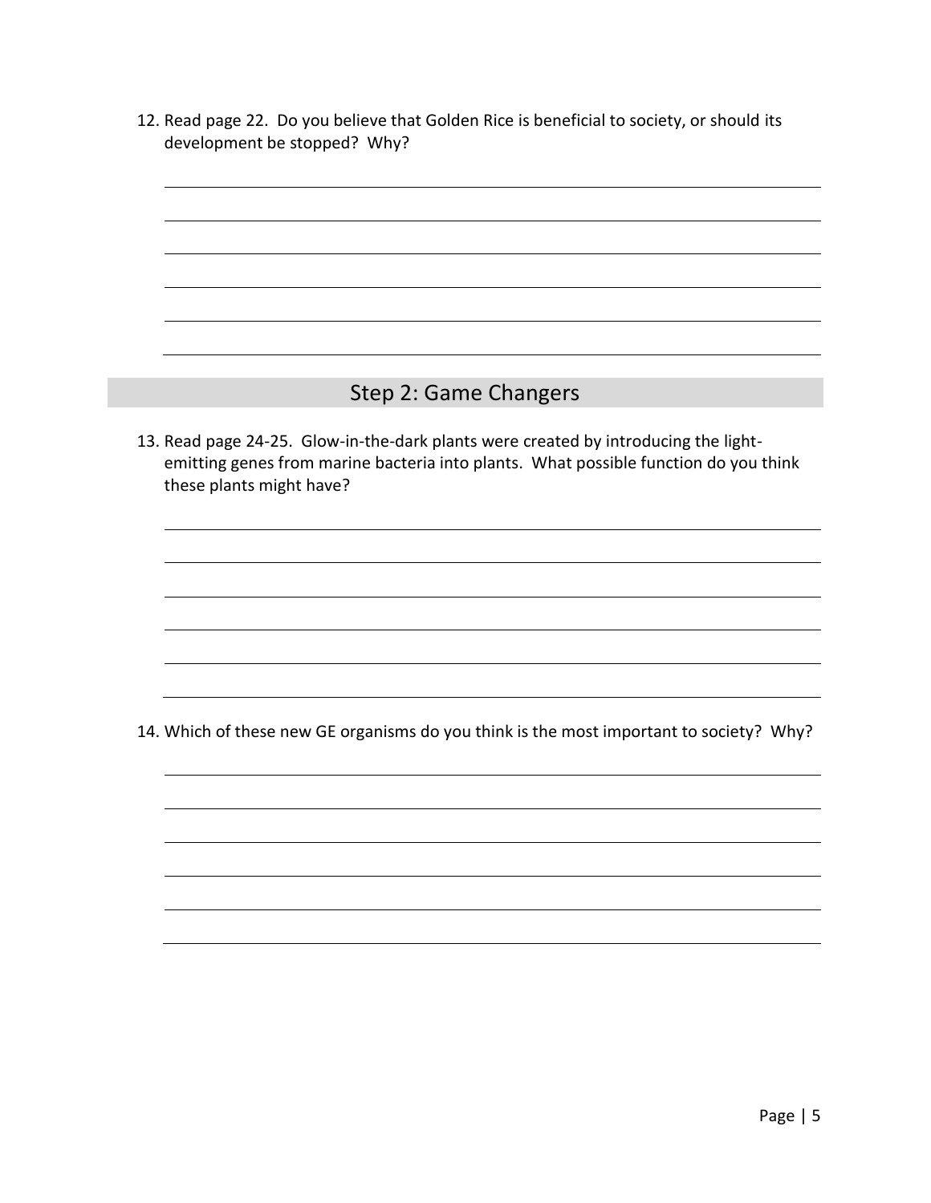12. Read page 22. Do you believe that Golden Rice is beneficial to society, or should its development be stopped? Why?

## Step 2: Game Changers

13. Read page 24-25. Glow-in-the-dark plants were created by introducing the light-emitting genes from marine bacteria into plants. What possible function do you think these plants might have?

14. Which of these new GE organisms do you think is the most important to society? Why?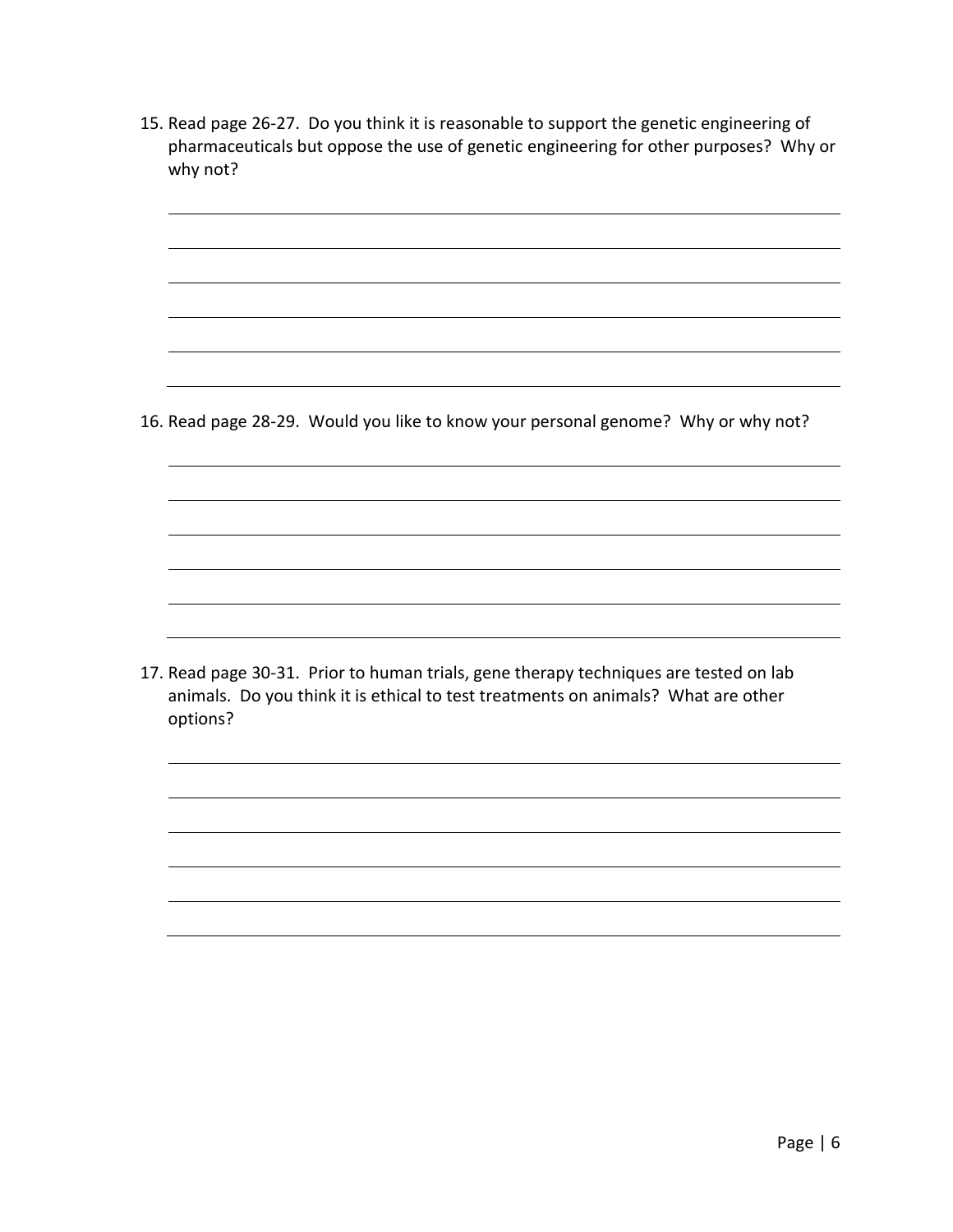15. Read page 26-27. Do you think it is reasonable to support the genetic engineering of pharmaceuticals but oppose the use of genetic engineering for other purposes? Why or why not?

16. Read page 28-29. Would you like to know your personal genome? Why or why not?

17. Read page 30-31. Prior to human trials, gene therapy techniques are tested on lab animals. Do you think it is ethical to test treatments on animals? What are other options?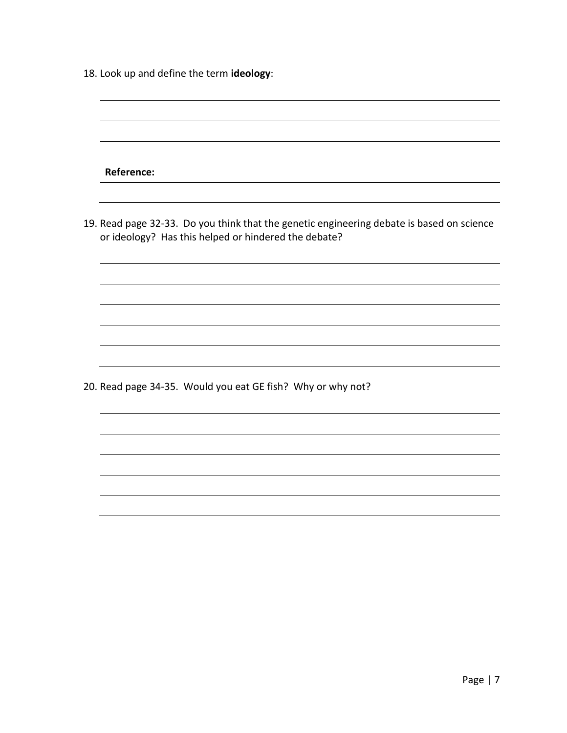18. Look up and define the term **ideology**:

**Reference:**

19. Read page 32-33. Do you think that the genetic engineering debate is based on science or ideology? Has this helped or hindered the debate?

20. Read page 34-35. Would you eat GE fish? Why or why not?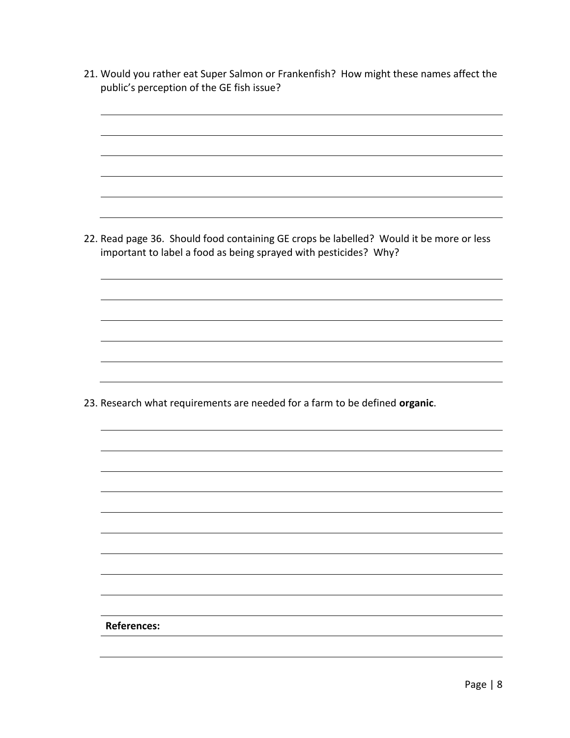21. Would you rather eat Super Salmon or Frankenfish? How might these names affect the public's perception of the GE fish issue?

22. Read page 36. Should food containing GE crops be labelled? Would it be more or less important to label a food as being sprayed with pesticides? Why?

23. Research what requirements are needed for a farm to be defined **organic**.

**References:**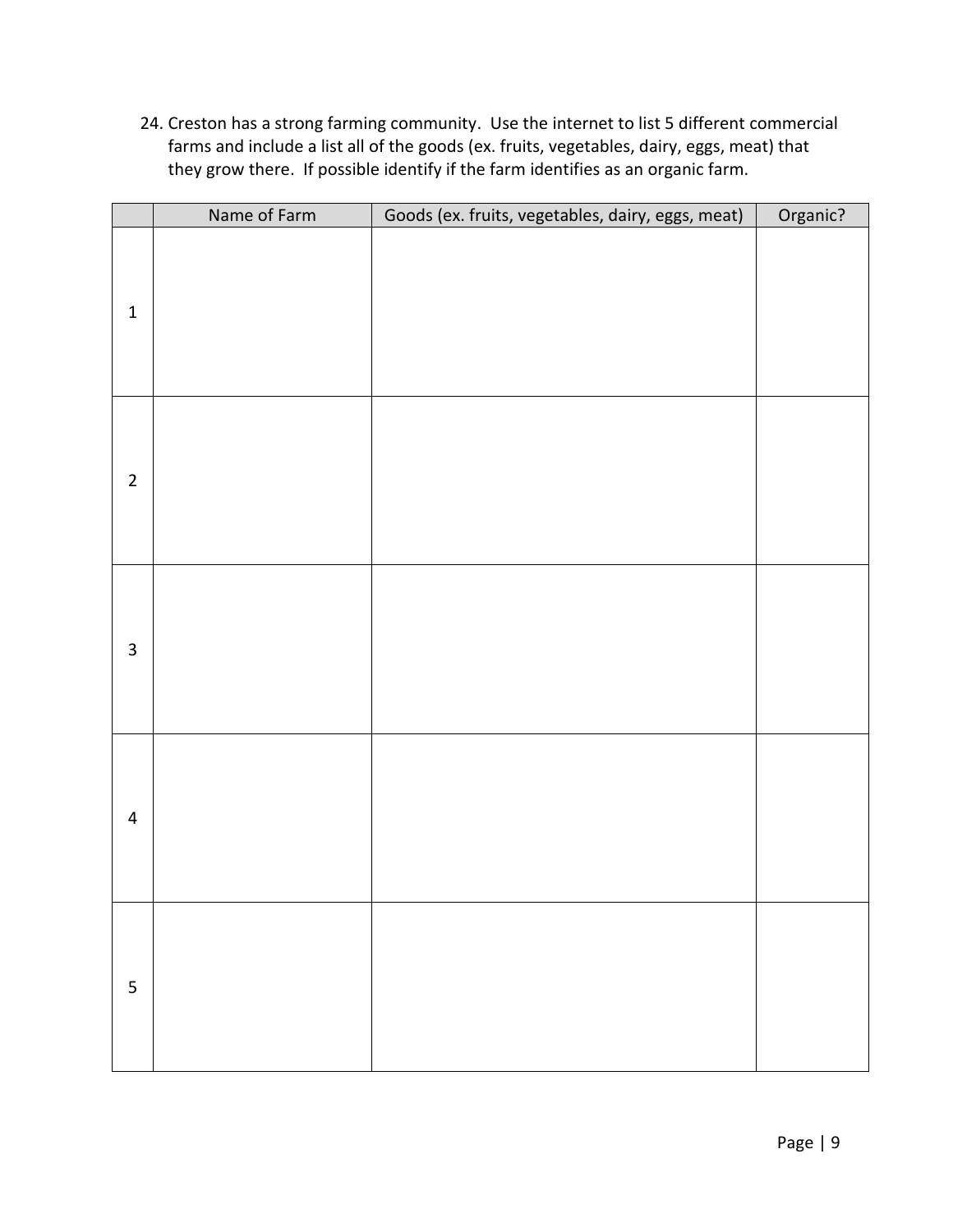24. Creston has a strong farming community. Use the internet to list 5 different commercial farms and include a list all of the goods (ex. fruits, vegetables, dairy, eggs, meat) that they grow there. If possible identify if the farm identifies as an organic farm.

| | Name of Farm | Goods (ex. fruits, vegetables, dairy, eggs, meat) | Organic? |
|---|---|---|---|
| 1 | | | |
| 2 | | | |
| 3 | | | |
| 4 | | | |
| 5 | | | |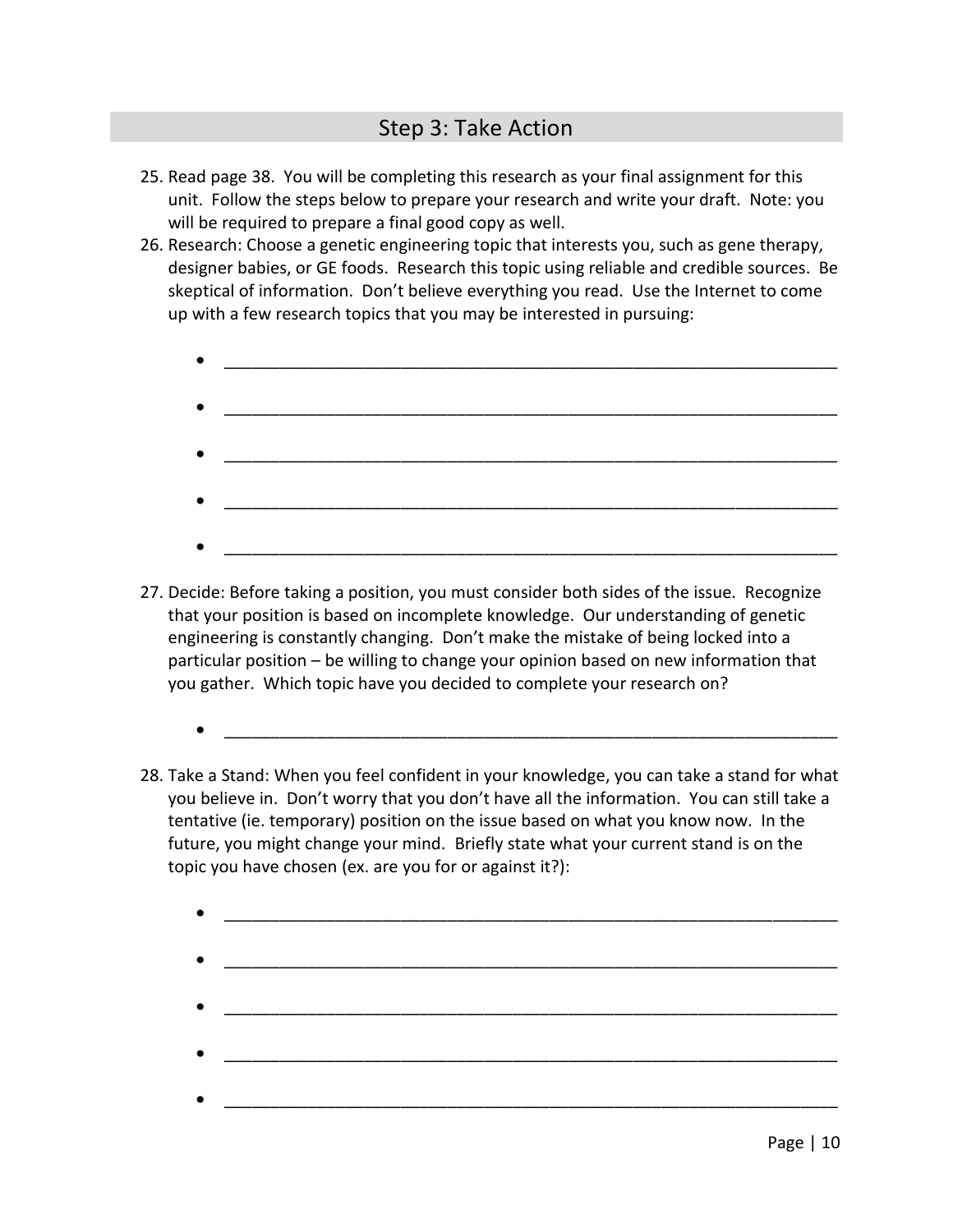## Step 3: Take Action

25. Read page 38. You will be completing this research as your final assignment for this unit. Follow the steps below to prepare your research and write your draft. Note: you will be required to prepare a final good copy as well.
26. Research: Choose a genetic engineering topic that interests you, such as gene therapy, designer babies, or GE foods. Research this topic using reliable and credible sources. Be skeptical of information. Don't believe everything you read. Use the Internet to come up with a few research topics that you may be interested in pursuing:

    - ________________________________________________________________
    - ________________________________________________________________
    - ________________________________________________________________
    - ________________________________________________________________
    - ________________________________________________________________

27. Decide: Before taking a position, you must consider both sides of the issue. Recognize that your position is based on incomplete knowledge. Our understanding of genetic engineering is constantly changing. Don't make the mistake of being locked into a particular position – be willing to change your opinion based on new information that you gather. Which topic have you decided to complete your research on?

    - ________________________________________________________________

28. Take a Stand: When you feel confident in your knowledge, you can take a stand for what you believe in. Don't worry that you don't have all the information. You can still take a tentative (ie. temporary) position on the issue based on what you know now. In the future, you might change your mind. Briefly state what your current stand is on the topic you have chosen (ex. are you for or against it?):

    - ________________________________________________________________
    - ________________________________________________________________
    - ________________________________________________________________
    - ________________________________________________________________
    - ________________________________________________________________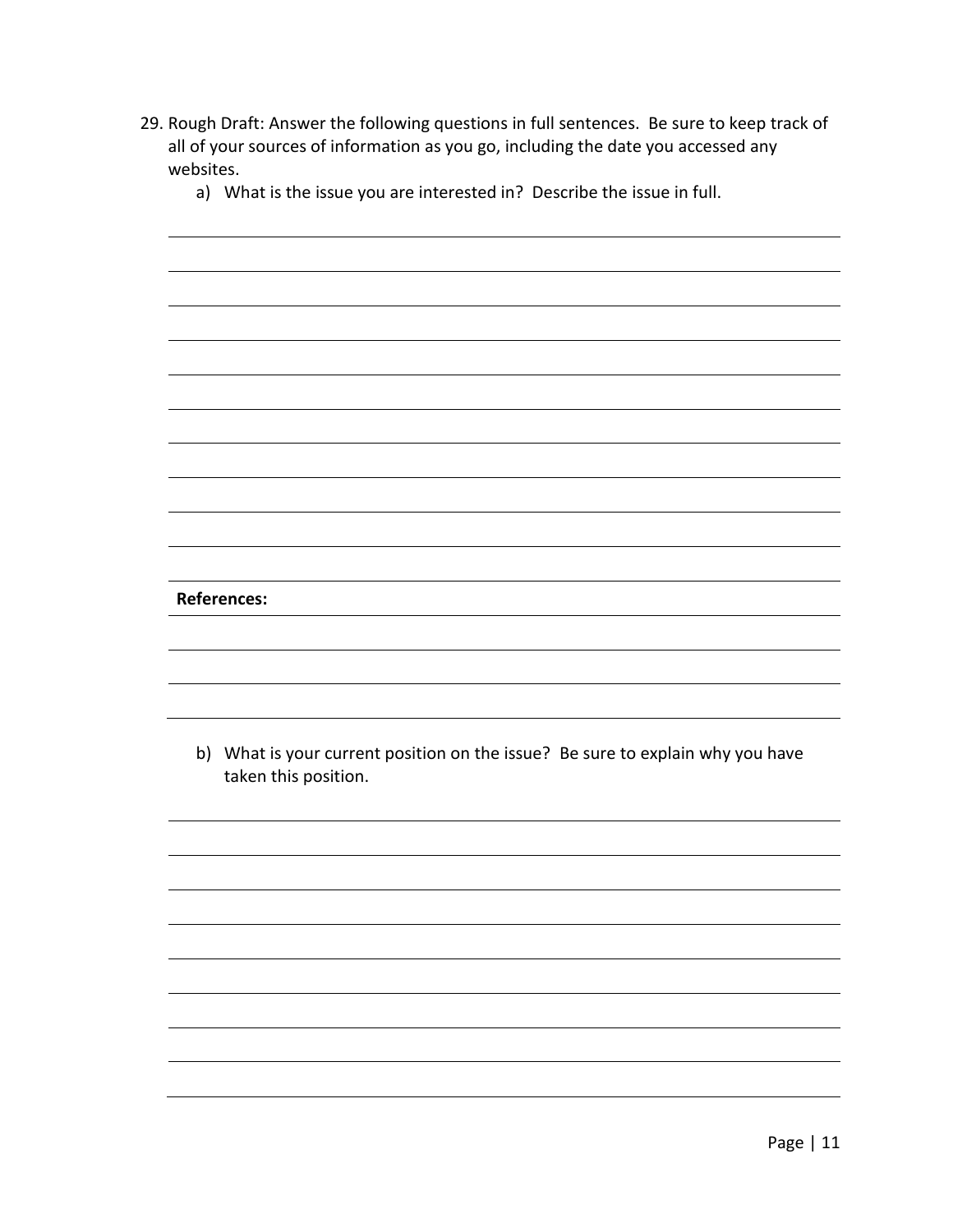29. Rough Draft: Answer the following questions in full sentences. Be sure to keep track of all of your sources of information as you go, including the date you accessed any websites.

    a) What is the issue you are interested in? Describe the issue in full.

    **References:**

    b) What is your current position on the issue? Be sure to explain why you have taken this position.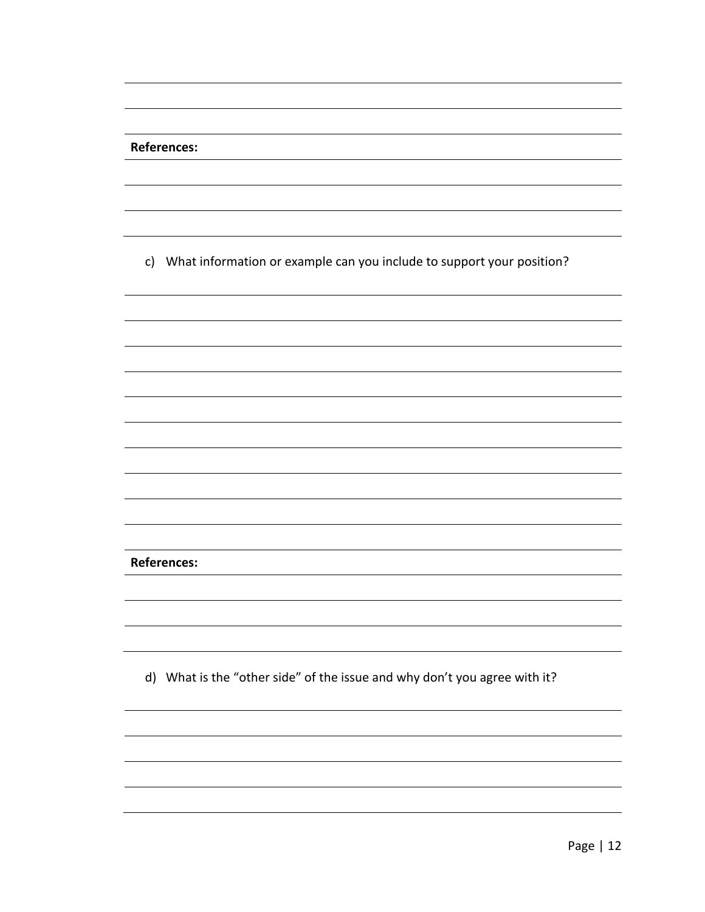**References:**

c) What information or example can you include to support your position?

**References:**

d) What is the "other side" of the issue and why don't you agree with it?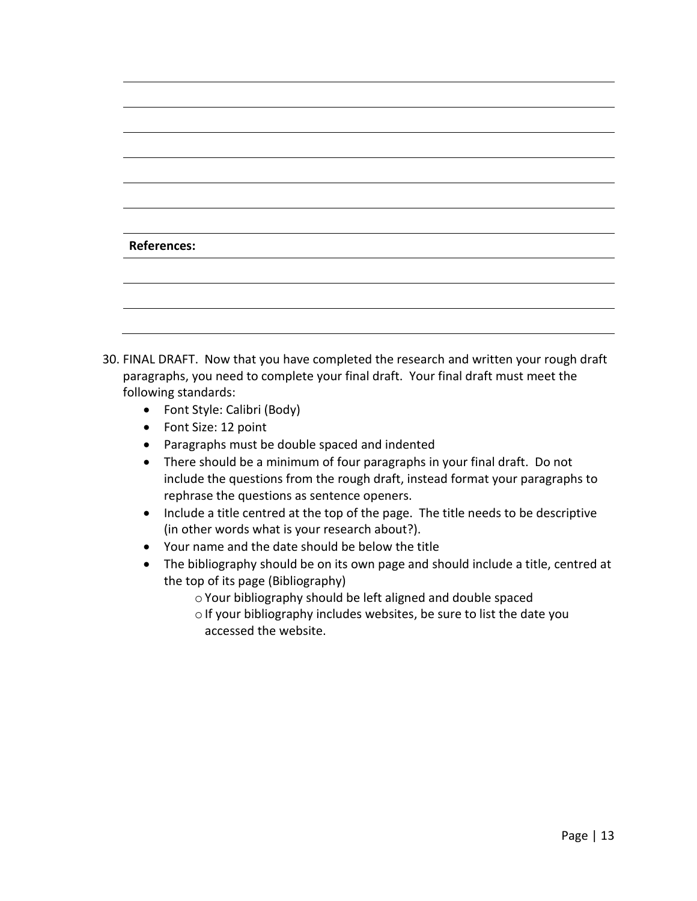**References:**

30. FINAL DRAFT. Now that you have completed the research and written your rough draft paragraphs, you need to complete your final draft. Your final draft must meet the following standards:
    - Font Style: Calibri (Body)
    - Font Size: 12 point
    - Paragraphs must be double spaced and indented
    - There should be a minimum of four paragraphs in your final draft. Do not include the questions from the rough draft, instead format your paragraphs to rephrase the questions as sentence openers.
    - Include a title centred at the top of the page. The title needs to be descriptive (in other words what is your research about?).
    - Your name and the date should be below the title
    - The bibliography should be on its own page and should include a title, centred at the top of its page (Bibliography)
        - Your bibliography should be left aligned and double spaced
        - If your bibliography includes websites, be sure to list the date you accessed the website.